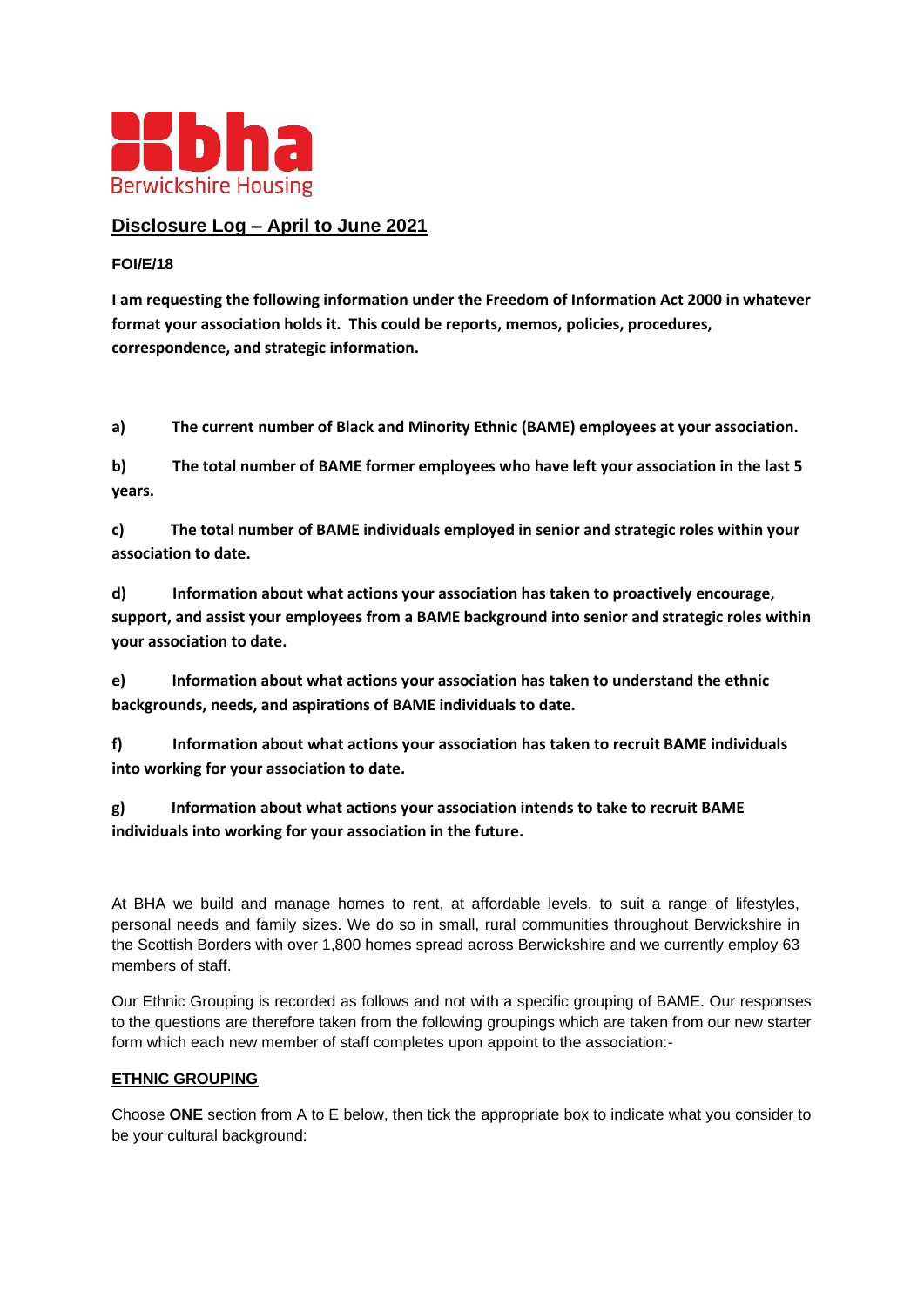Berwickshire Housing

## Disclosure Log – April to June 2021

**FOI/E/18**

**I am requesting the following information under the Freedom of Information Act 2000 in whatever format your association holds it. This could be reports, memos, policies, procedures, correspondence, and strategic information.**

**a) The current number of Black and Minority Ethnic (BAME) employees at your association.**

**b) The total number of BAME former employees who have left your association in the last 5 years.**

**c) The total number of BAME individuals employed in senior and strategic roles within your association to date.**

**d) Information about what actions your association has taken to proactively encourage, support, and assist your employees from a BAME background into senior and strategic roles within your association to date.**

**e) Information about what actions your association has taken to understand the ethnic backgrounds, needs, and aspirations of BAME individuals to date.**

**f) Information about what actions your association has taken to recruit BAME individuals into working for your association to date.**

**g) Information about what actions your association intends to take to recruit BAME individuals into working for your association in the future.**

At BHA we build and manage homes to rent, at affordable levels, to suit a range of lifestyles, personal needs and family sizes. We do so in small, rural communities throughout Berwickshire in the Scottish Borders with over 1,800 homes spread across Berwickshire and we currently employ 63 members of staff.

Our Ethnic Grouping is recorded as follows and not with a specific grouping of BAME. Our responses to the questions are therefore taken from the following groupings which are taken from our new starter form which each new member of staff completes upon appoint to the association:-

**ETHNIC GROUPING**

Choose **ONE** section from A to E below, then tick the appropriate box to indicate what you consider to be your cultural background: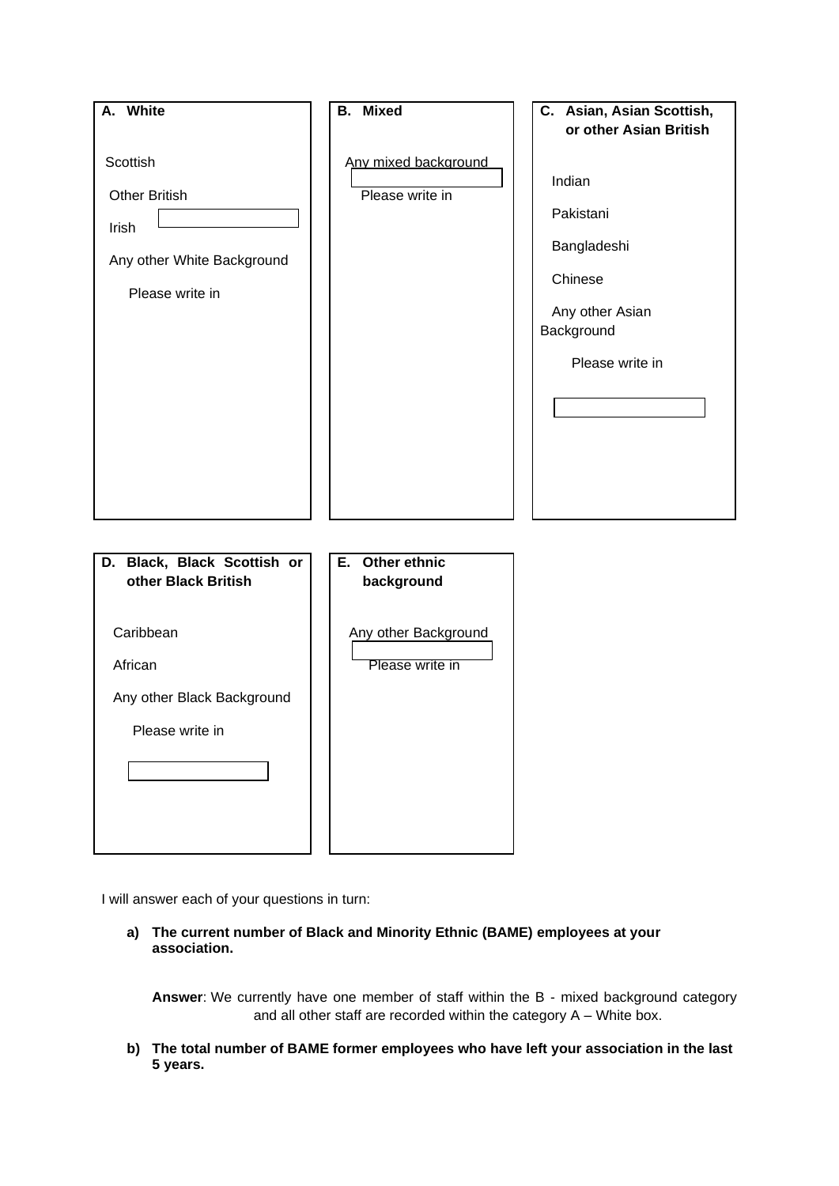**A. White**

Scottish

Other British

Irish

Any other White Background

Please write in

**B. Mixed**

Any mixed background

Please write in

**C. Asian, Asian Scottish, or other Asian British**

Indian

Pakistani

Bangladeshi

Chinese

Any other Asian Background

Please write in

**D. Black, Black Scottish or other Black British**

Caribbean

African

Any other Black Background

Please write in

**E. Other ethnic background**

Any other Background

Please write in

I will answer each of your questions in turn:

a) **The current number of Black and Minority Ethnic (BAME) employees at your association.**

**Answer**: We currently have one member of staff within the B - mixed background category and all other staff are recorded within the category A – White box.

b) **The total number of BAME former employees who have left your association in the last 5 years.**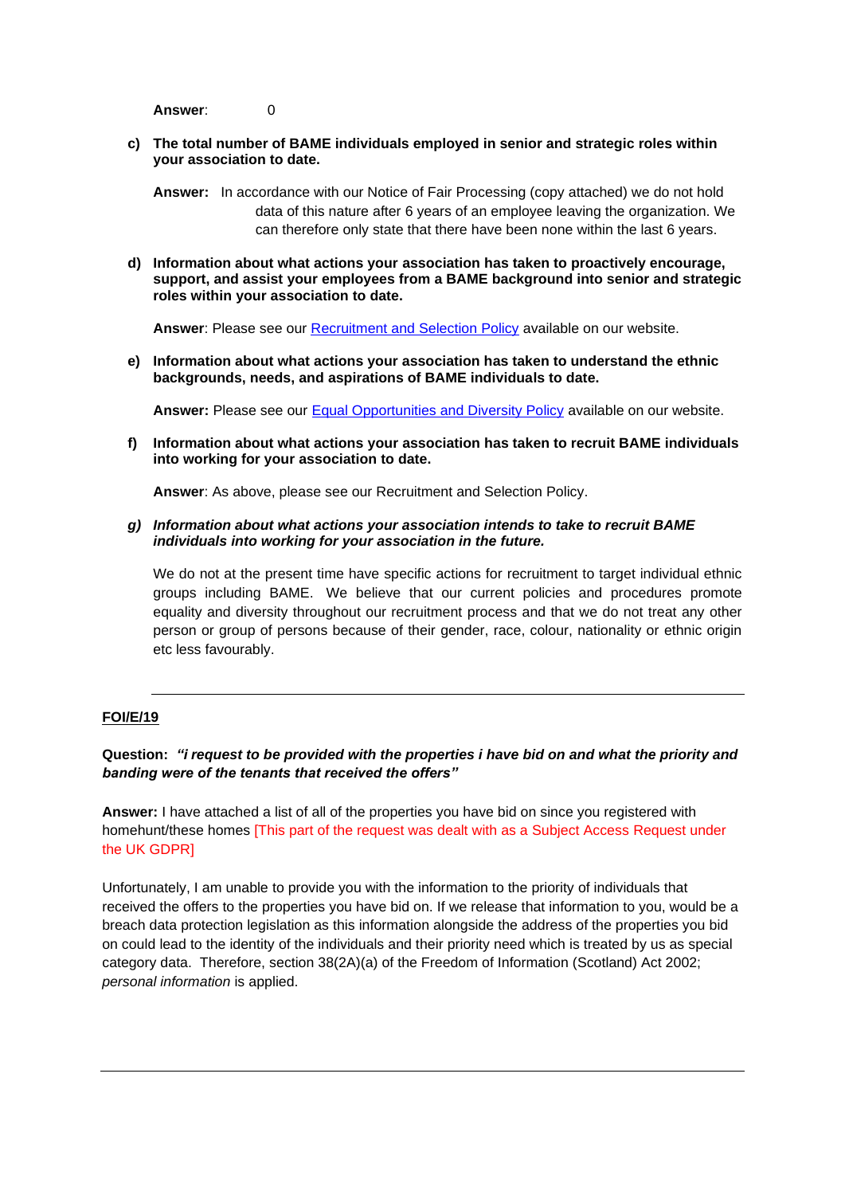**Answer**: 0

c) **The total number of BAME individuals employed in senior and strategic roles within your association to date.**

**Answer:** In accordance with our Notice of Fair Processing (copy attached) we do not hold data of this nature after 6 years of an employee leaving the organization. We can therefore only state that there have been none within the last 6 years.

d) **Information about what actions your association has taken to proactively encourage, support, and assist your employees from a BAME background into senior and strategic roles within your association to date.**

**Answer**: Please see our Recruitment and Selection Policy available on our website.

e) **Information about what actions your association has taken to understand the ethnic backgrounds, needs, and aspirations of BAME individuals to date.**

**Answer:** Please see our Equal Opportunities and Diversity Policy available on our website.

f) **Information about what actions your association has taken to recruit BAME individuals into working for your association to date.**

**Answer**: As above, please see our Recruitment and Selection Policy.

g) ***Information about what actions your association intends to take to recruit BAME individuals into working for your association in the future.***

We do not at the present time have specific actions for recruitment to target individual ethnic groups including BAME. We believe that our current policies and procedures promote equality and diversity throughout our recruitment process and that we do not treat any other person or group of persons because of their gender, race, colour, nationality or ethnic origin etc less favourably.

---

**FOI/E/19**

**Question:** ***"i request to be provided with the properties i have bid on and what the priority and banding were of the tenants that received the offers"***

**Answer:** I have attached a list of all of the properties you have bid on since you registered with homehunt/these homes [This part of the request was dealt with as a Subject Access Request under the UK GDPR]

Unfortunately, I am unable to provide you with the information to the priority of individuals that received the offers to the properties you have bid on. If we release that information to you, would be a breach data protection legislation as this information alongside the address of the properties you bid on could lead to the identity of the individuals and their priority need which is treated by us as special category data. Therefore, section 38(2A)(a) of the Freedom of Information (Scotland) Act 2002; *personal information* is applied.

---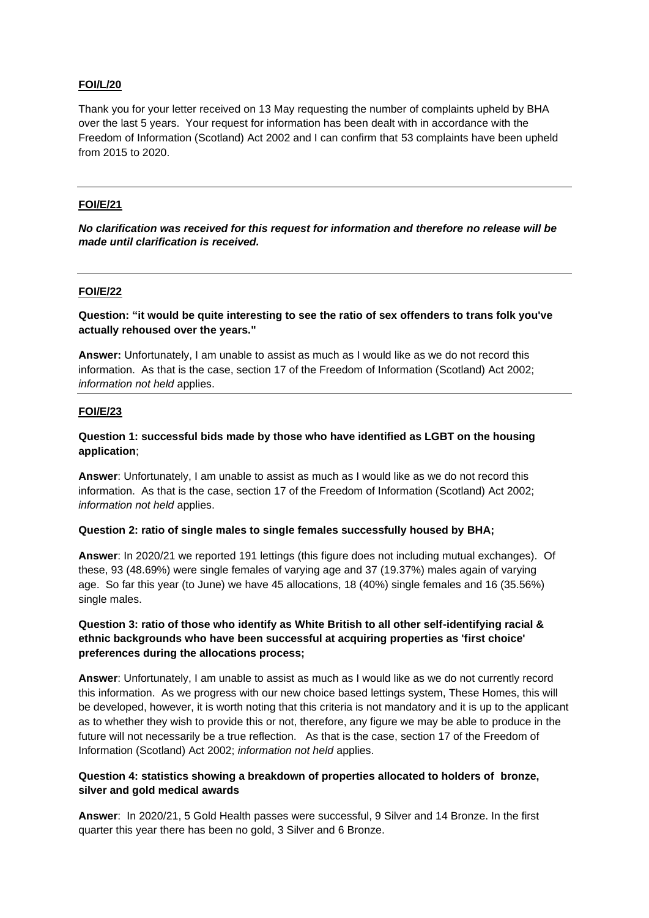**FOI/L/20**

Thank you for your letter received on 13 May requesting the number of complaints upheld by BHA over the last 5 years. Your request for information has been dealt with in accordance with the Freedom of Information (Scotland) Act 2002 and I can confirm that 53 complaints have been upheld from 2015 to 2020.

---

**FOI/E/21**

***No clarification was received for this request for information and therefore no release will be made until clarification is received.***

---

**FOI/E/22**

**Question: "it would be quite interesting to see the ratio of sex offenders to trans folk you've actually rehoused over the years."**

**Answer:** Unfortunately, I am unable to assist as much as I would like as we do not record this information. As that is the case, section 17 of the Freedom of Information (Scotland) Act 2002; *information not held* applies.

---

**FOI/E/23**

**Question 1: successful bids made by those who have identified as LGBT on the housing application**;

**Answer**: Unfortunately, I am unable to assist as much as I would like as we do not record this information. As that is the case, section 17 of the Freedom of Information (Scotland) Act 2002; *information not held* applies.

**Question 2: ratio of single males to single females successfully housed by BHA;**

**Answer**: In 2020/21 we reported 191 lettings (this figure does not including mutual exchanges). Of these, 93 (48.69%) were single females of varying age and 37 (19.37%) males again of varying age. So far this year (to June) we have 45 allocations, 18 (40%) single females and 16 (35.56%) single males.

**Question 3: ratio of those who identify as White British to all other self-identifying racial & ethnic backgrounds who have been successful at acquiring properties as 'first choice' preferences during the allocations process;**

**Answer**: Unfortunately, I am unable to assist as much as I would like as we do not currently record this information. As we progress with our new choice based lettings system, These Homes, this will be developed, however, it is worth noting that this criteria is not mandatory and it is up to the applicant as to whether they wish to provide this or not, therefore, any figure we may be able to produce in the future will not necessarily be a true reflection. As that is the case, section 17 of the Freedom of Information (Scotland) Act 2002; *information not held* applies.

**Question 4: statistics showing a breakdown of properties allocated to holders of bronze, silver and gold medical awards**

**Answer**: In 2020/21, 5 Gold Health passes were successful, 9 Silver and 14 Bronze. In the first quarter this year there has been no gold, 3 Silver and 6 Bronze.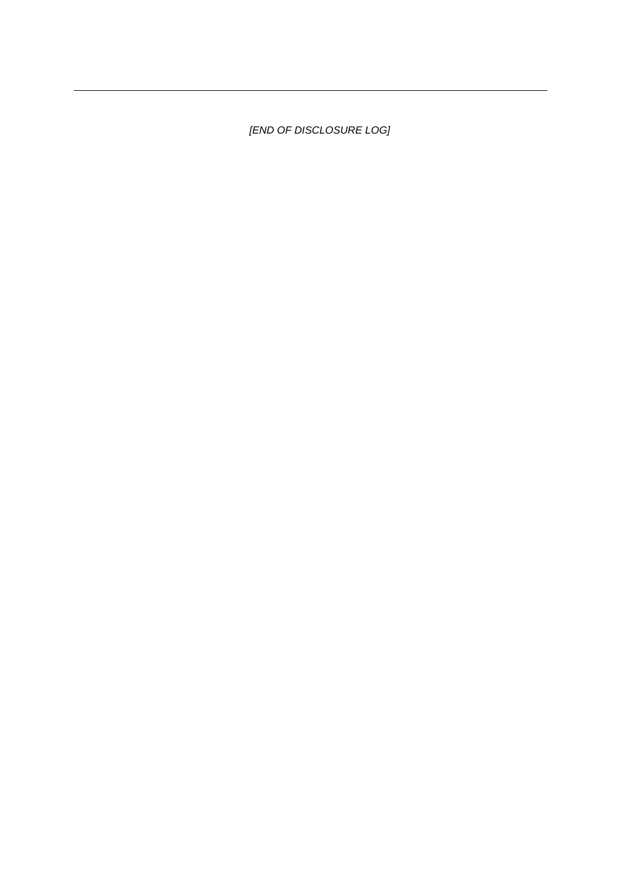---

*[END OF DISCLOSURE LOG]*